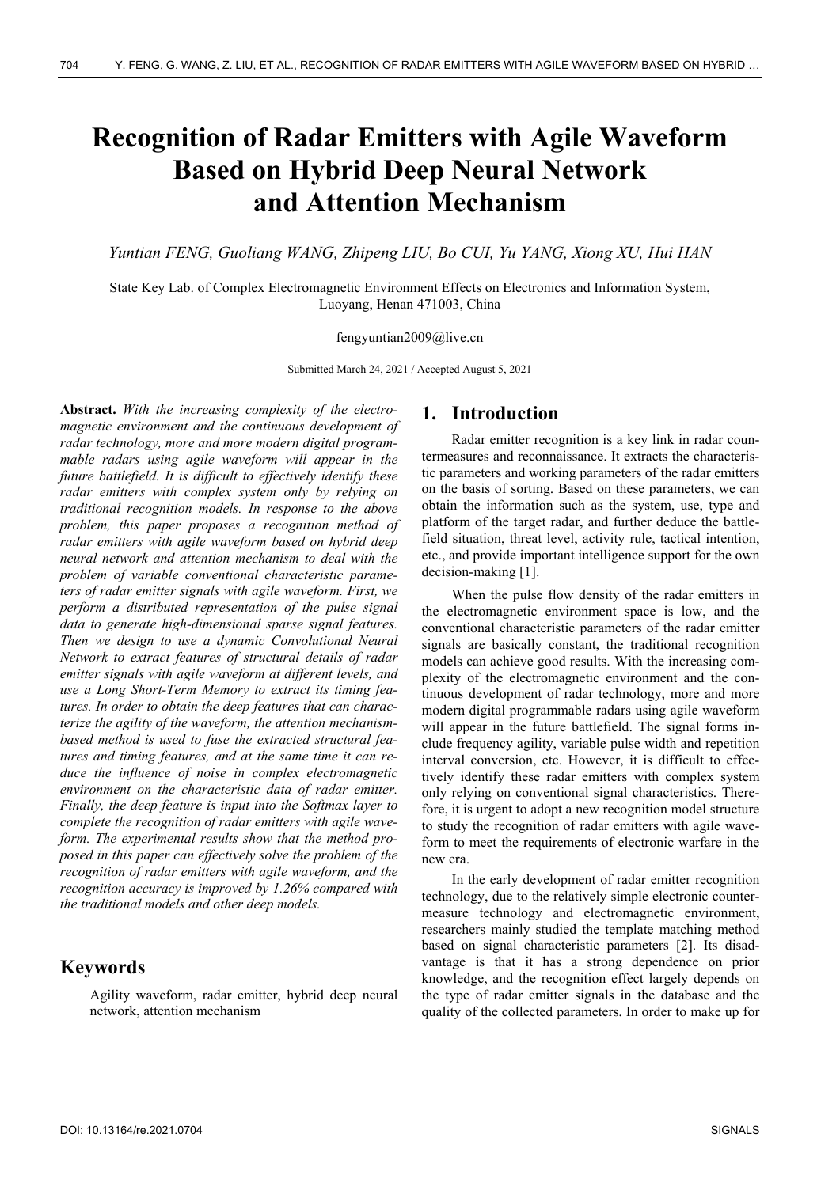# Recognition of Radar Emitters with Agile Waveform Based on Hybrid Deep Neural Network and Attention Mechanism

*Yuntian FENG, Guoliang WANG, Zhipeng LIU, Bo CUI, Yu YANG, Xiong XU, Hui HAN*

State Key Lab. of Complex Electromagnetic Environment Effects on Electronics and Information System, Luoyang, Henan 471003, China

fengyuntian2009@live.cn

Submitted March 24, 2021 / Accepted August 5, 2021

**Abstract.** *With the increasing complexity of the electromagnetic environment and the continuous development of radar technology, more and more modern digital programmable radars using agile waveform will appear in the future battlefield. It is difficult to effectively identify these radar emitters with complex system only by relying on traditional recognition models. In response to the above problem, this paper proposes a recognition method of radar emitters with agile waveform based on hybrid deep neural network and attention mechanism to deal with the problem of variable conventional characteristic parameters of radar emitter signals with agile waveform. First, we perform a distributed representation of the pulse signal data to generate high-dimensional sparse signal features. Then we design to use a dynamic Convolutional Neural Network to extract features of structural details of radar emitter signals with agile waveform at different levels, and use a Long Short-Term Memory to extract its timing features. In order to obtain the deep features that can characterize the agility of the waveform, the attention mechanism-based method is used to fuse the extracted structural features and timing features, and at the same time it can reduce the influence of noise in complex electromagnetic environment on the characteristic data of radar emitter. Finally, the deep feature is input into the Softmax layer to complete the recognition of radar emitters with agile waveform. The experimental results show that the method proposed in this paper can effectively solve the problem of the recognition of radar emitters with agile waveform, and the recognition accuracy is improved by 1.26% compared with the traditional models and other deep models.*

## Keywords

Agility waveform, radar emitter, hybrid deep neural network, attention mechanism

## 1. Introduction

Radar emitter recognition is a key link in radar countermeasures and reconnaissance. It extracts the characteristic parameters and working parameters of the radar emitters on the basis of sorting. Based on these parameters, we can obtain the information such as the system, use, type and platform of the target radar, and further deduce the battlefield situation, threat level, activity rule, tactical intention, etc., and provide important intelligence support for the own decision-making [1].

When the pulse flow density of the radar emitters in the electromagnetic environment space is low, and the conventional characteristic parameters of the radar emitter signals are basically constant, the traditional recognition models can achieve good results. With the increasing complexity of the electromagnetic environment and the continuous development of radar technology, more and more modern digital programmable radars using agile waveform will appear in the future battlefield. The signal forms include frequency agility, variable pulse width and repetition interval conversion, etc. However, it is difficult to effectively identify these radar emitters with complex system only relying on conventional signal characteristics. Therefore, it is urgent to adopt a new recognition model structure to study the recognition of radar emitters with agile waveform to meet the requirements of electronic warfare in the new era.

In the early development of radar emitter recognition technology, due to the relatively simple electronic countermeasure technology and electromagnetic environment, researchers mainly studied the template matching method based on signal characteristic parameters [2]. Its disadvantage is that it has a strong dependence on prior knowledge, and the recognition effect largely depends on the type of radar emitter signals in the database and the quality of the collected parameters. In order to make up for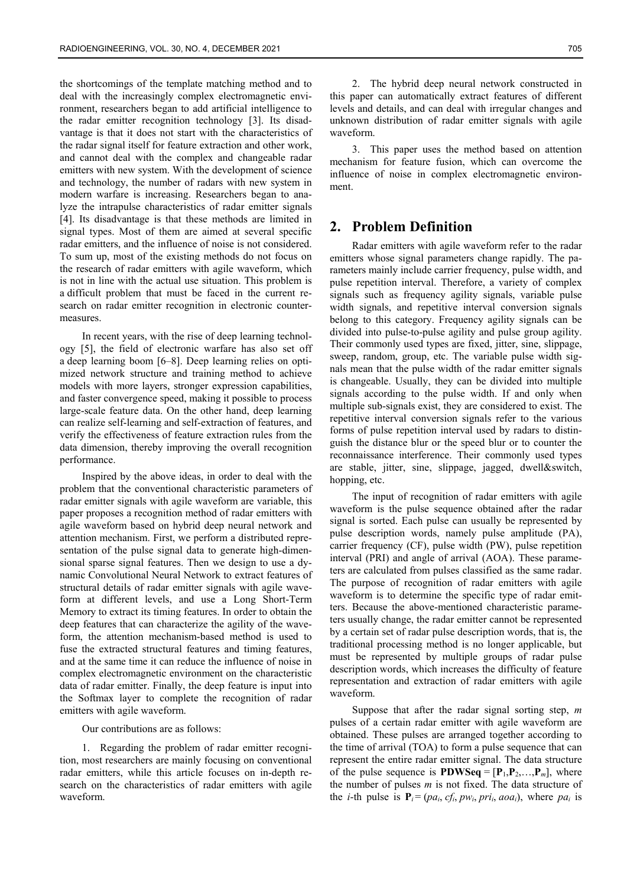the shortcomings of the template matching method and to deal with the increasingly complex electromagnetic environment, researchers began to add artificial intelligence to the radar emitter recognition technology [3]. Its disadvantage is that it does not start with the characteristics of the radar signal itself for feature extraction and other work, and cannot deal with the complex and changeable radar emitters with new system. With the development of science and technology, the number of radars with new system in modern warfare is increasing. Researchers began to analyze the intrapulse characteristics of radar emitter signals [4]. Its disadvantage is that these methods are limited in signal types. Most of them are aimed at several specific radar emitters, and the influence of noise is not considered. To sum up, most of the existing methods do not focus on the research of radar emitters with agile waveform, which is not in line with the actual use situation. This problem is a difficult problem that must be faced in the current research on radar emitter recognition in electronic countermeasures.

In recent years, with the rise of deep learning technology [5], the field of electronic warfare has also set off a deep learning boom [6–8]. Deep learning relies on optimized network structure and training method to achieve models with more layers, stronger expression capabilities, and faster convergence speed, making it possible to process large-scale feature data. On the other hand, deep learning can realize self-learning and self-extraction of features, and verify the effectiveness of feature extraction rules from the data dimension, thereby improving the overall recognition performance.

Inspired by the above ideas, in order to deal with the problem that the conventional characteristic parameters of radar emitter signals with agile waveform are variable, this paper proposes a recognition method of radar emitters with agile waveform based on hybrid deep neural network and attention mechanism. First, we perform a distributed representation of the pulse signal data to generate high-dimensional sparse signal features. Then we design to use a dynamic Convolutional Neural Network to extract features of structural details of radar emitter signals with agile waveform at different levels, and use a Long Short-Term Memory to extract its timing features. In order to obtain the deep features that can characterize the agility of the waveform, the attention mechanism-based method is used to fuse the extracted structural features and timing features, and at the same time it can reduce the influence of noise in complex electromagnetic environment on the characteristic data of radar emitter. Finally, the deep feature is input into the Softmax layer to complete the recognition of radar emitters with agile waveform.

Our contributions are as follows:

1. Regarding the problem of radar emitter recognition, most researchers are mainly focusing on conventional radar emitters, while this article focuses on in-depth research on the characteristics of radar emitters with agile waveform.

2. The hybrid deep neural network constructed in this paper can automatically extract features of different levels and details, and can deal with irregular changes and unknown distribution of radar emitter signals with agile waveform.

3. This paper uses the method based on attention mechanism for feature fusion, which can overcome the influence of noise in complex electromagnetic environment.

## 2. Problem Definition

Radar emitters with agile waveform refer to the radar emitters whose signal parameters change rapidly. The parameters mainly include carrier frequency, pulse width, and pulse repetition interval. Therefore, a variety of complex signals such as frequency agility signals, variable pulse width signals, and repetitive interval conversion signals belong to this category. Frequency agility signals can be divided into pulse-to-pulse agility and pulse group agility. Their commonly used types are fixed, jitter, sine, slippage, sweep, random, group, etc. The variable pulse width signals mean that the pulse width of the radar emitter signals is changeable. Usually, they can be divided into multiple signals according to the pulse width. If and only when multiple sub-signals exist, they are considered to exist. The repetitive interval conversion signals refer to the various forms of pulse repetition interval used by radars to distinguish the distance blur or the speed blur or to counter the reconnaissance interference. Their commonly used types are stable, jitter, sine, slippage, jagged, dwell&switch, hopping, etc.

The input of recognition of radar emitters with agile waveform is the pulse sequence obtained after the radar signal is sorted. Each pulse can usually be represented by pulse description words, namely pulse amplitude (PA), carrier frequency (CF), pulse width (PW), pulse repetition interval (PRI) and angle of arrival (AOA). These parameters are calculated from pulses classified as the same radar. The purpose of recognition of radar emitters with agile waveform is to determine the specific type of radar emitters. Because the above-mentioned characteristic parameters usually change, the radar emitter cannot be represented by a certain set of radar pulse description words, that is, the traditional processing method is no longer applicable, but must be represented by multiple groups of radar pulse description words, which increases the difficulty of feature representation and extraction of radar emitters with agile waveform.

Suppose that after the radar signal sorting step, $m$ pulses of a certain radar emitter with agile waveform are obtained. These pulses are arranged together according to the time of arrival (TOA) to form a pulse sequence that can represent the entire radar emitter signal. The data structure of the pulse sequence is $\mathbf{PDWSeq} = [\mathbf{P}_1, \mathbf{P}_2, \ldots, \mathbf{P}_m]$, where the number of pulses $m$ is not fixed. The data structure of the $i$-th pulse is $\mathbf{P}_i = (pa_i, cf_i, pw_i, pri_i, aoa_i)$, where $pa_i$ is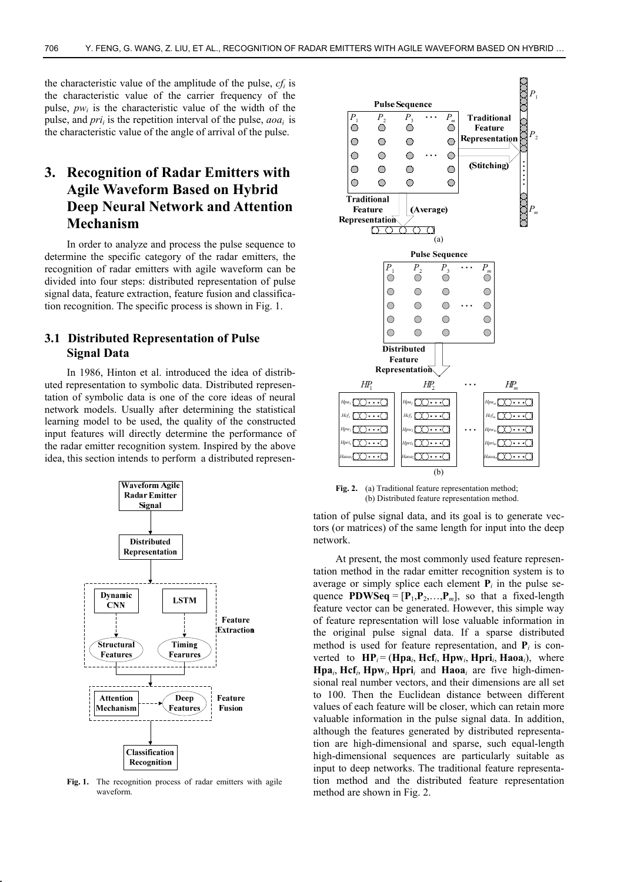the characteristic value of the amplitude of the pulse, $cf_i$ is the characteristic value of the carrier frequency of the pulse, $pw_i$ is the characteristic value of the width of the pulse, and $pri_i$ is the repetition interval of the pulse, $aoa_i$ is the characteristic value of the angle of arrival of the pulse.

# 3. Recognition of Radar Emitters with Agile Waveform Based on Hybrid Deep Neural Network and Attention Mechanism

In order to analyze and process the pulse sequence to determine the specific category of the radar emitters, the recognition of radar emitters with agile waveform can be divided into four steps: distributed representation of pulse signal data, feature extraction, feature fusion and classification recognition. The specific process is shown in Fig. 1.

## 3.1 Distributed Representation of Pulse Signal Data

In 1986, Hinton et al. introduced the idea of distributed representation to symbolic data. Distributed representation of symbolic data is one of the core ideas of neural network models. Usually after determining the statistical learning model to be used, the quality of the constructed input features will directly determine the performance of the radar emitter recognition system. Inspired by the above idea, this section intends to perform a distributed representation of pulse signal data, and its goal is to generate vectors (or matrices) of the same length for input into the deep network.

**Fig. 1.** The recognition process of radar emitters with agile waveform.

**Fig. 2.** (a) Traditional feature representation method; (b) Distributed feature representation method.

At present, the most commonly used feature representation method in the radar emitter recognition system is to average or simply splice each element $\mathbf{P}_i$ in the pulse sequence $\mathbf{PDWSeq} = [\mathbf{P}_1, \mathbf{P}_2, \ldots, \mathbf{P}_m]$, so that a fixed-length feature vector can be generated. However, this simple way of feature representation will lose valuable information in the original pulse signal data. If a sparse distributed method is used for feature representation, and $\mathbf{P}_i$ is converted to $\mathbf{HP}_i = (\mathbf{Hpa}_i, \mathbf{Hcf}_i, \mathbf{Hpw}_i, \mathbf{Hpri}_i, \mathbf{Haoa}_i)$, where $\mathbf{Hpa}_i$, $\mathbf{Hcf}_i$, $\mathbf{Hpw}_i$, $\mathbf{Hpri}_i$ and $\mathbf{Haoa}_i$ are five high-dimensional real number vectors, and their dimensions are all set to 100. Then the Euclidean distance between different values of each feature will be closer, which can retain more valuable information in the pulse signal data. In addition, although the features generated by distributed representation are high-dimensional and sparse, such equal-length high-dimensional sequences are particularly suitable as input to deep networks. The traditional feature representation method and the distributed feature representation method are shown in Fig. 2.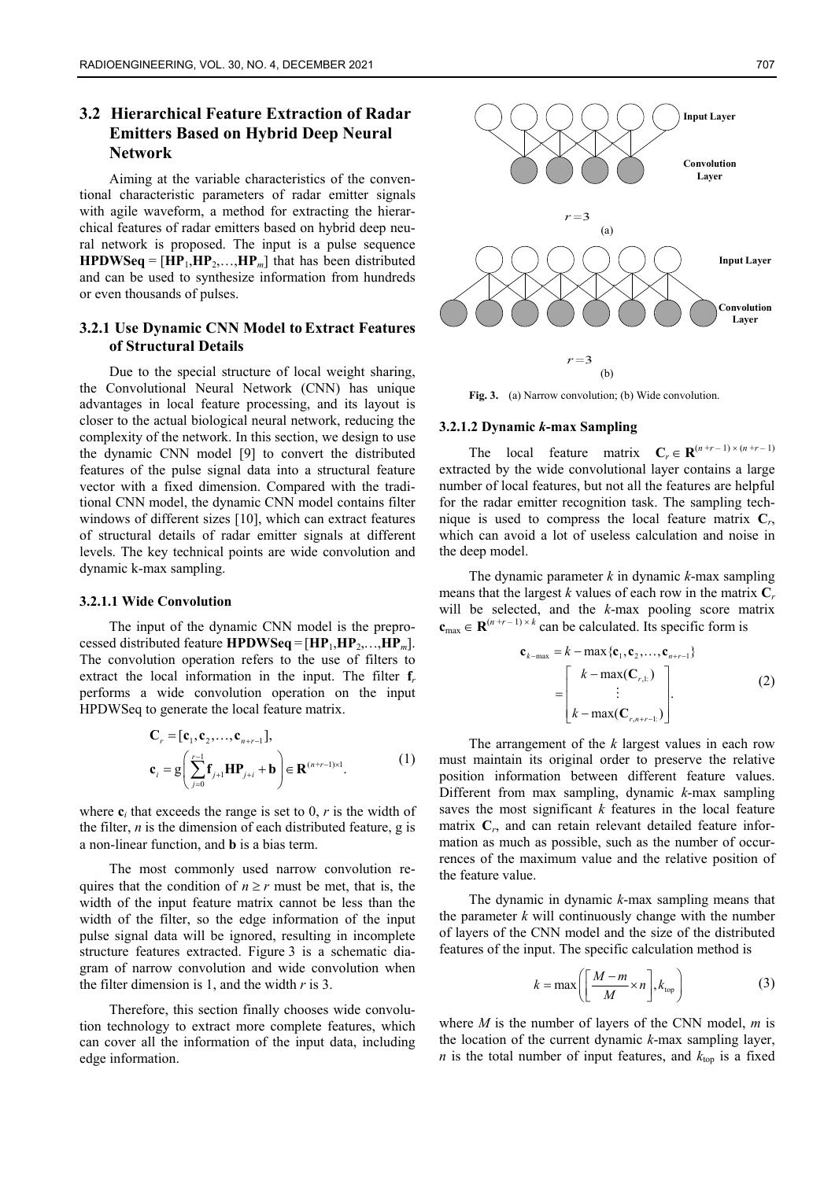## 3.2 Hierarchical Feature Extraction of Radar Emitters Based on Hybrid Deep Neural Network

Aiming at the variable characteristics of the conventional characteristic parameters of radar emitter signals with agile waveform, a method for extracting the hierarchical features of radar emitters based on hybrid deep neural network is proposed. The input is a pulse sequence $\mathbf{HPDWSeq} = [\mathbf{HP}_1, \mathbf{HP}_2, \ldots, \mathbf{HP}_m]$ that has been distributed and can be used to synthesize information from hundreds or even thousands of pulses.

### 3.2.1 Use Dynamic CNN Model to Extract Features of Structural Details

Due to the special structure of local weight sharing, the Convolutional Neural Network (CNN) has unique advantages in local feature processing, and its layout is closer to the actual biological neural network, reducing the complexity of the network. In this section, we design to use the dynamic CNN model [9] to convert the distributed features of the pulse signal data into a structural feature vector with a fixed dimension. Compared with the traditional CNN model, the dynamic CNN model contains filter windows of different sizes [10], which can extract features of structural details of radar emitter signals at different levels. The key technical points are wide convolution and dynamic k-max sampling.

#### 3.2.1.1 Wide Convolution

The input of the dynamic CNN model is the preprocessed distributed feature $\mathbf{HPDWSeq} = [\mathbf{HP}_1, \mathbf{HP}_2, \ldots, \mathbf{HP}_m]$. The convolution operation refers to the use of filters to extract the local information in the input. The filter $\mathbf{f}_r$ performs a wide convolution operation on the input HPDWSeq to generate the local feature matrix.

$$\mathbf{C}_r = [\mathbf{c}_1, \mathbf{c}_2, \ldots, \mathbf{c}_{n+r-1}],$$
$$\mathbf{c}_i = \mathrm{g}\left(\sum_{j=0}^{r-1} \mathbf{f}_{j+1} \mathbf{HP}_{j+i} + \mathbf{b}\right) \in \mathbf{R}^{(n+r-1)\times 1}. \quad (1)$$

where $\mathbf{c}_i$ that exceeds the range is set to 0, $r$ is the width of the filter, $n$ is the dimension of each distributed feature, g is a non-linear function, and $\mathbf{b}$ is a bias term.

The most commonly used narrow convolution requires that the condition of $n \geq r$ must be met, that is, the width of the input feature matrix cannot be less than the width of the filter, so the edge information of the input pulse signal data will be ignored, resulting in incomplete structure features extracted. Figure 3 is a schematic diagram of narrow convolution and wide convolution when the filter dimension is 1, and the width $r$ is 3.

Therefore, this section finally chooses wide convolution technology to extract more complete features, which can cover all the information of the input data, including edge information.

**Fig. 3.** (a) Narrow convolution; (b) Wide convolution.

#### 3.2.1.2 Dynamic *k*-max Sampling

The local feature matrix $\mathbf{C}_r \in \mathbf{R}^{(n+r-1)\times(n+r-1)}$ extracted by the wide convolutional layer contains a large number of local features, but not all the features are helpful for the radar emitter recognition task. The sampling technique is used to compress the local feature matrix $\mathbf{C}_r$, which can avoid a lot of useless calculation and noise in the deep model.

The dynamic parameter $k$ in dynamic $k$-max sampling means that the largest $k$ values of each row in the matrix $\mathbf{C}_r$ will be selected, and the $k$-max pooling score matrix $\mathbf{c}_{\max} \in \mathbf{R}^{(n+r-1)\times k}$ can be calculated. Its specific form is

$$\mathbf{c}_{k-\max} = k - \max\{\mathbf{c}_1, \mathbf{c}_2, \ldots, \mathbf{c}_{n+r-1}\}$$
$$= \begin{bmatrix} k - \max(\mathbf{C}_{r,1:}) \\ \vdots \\ k - \max(\mathbf{C}_{r,n+r-1:}) \end{bmatrix}. \quad (2)$$

The arrangement of the $k$ largest values in each row must maintain its original order to preserve the relative position information between different feature values. Different from max sampling, dynamic $k$-max sampling saves the most significant $k$ features in the local feature matrix $\mathbf{C}_r$, and can retain relevant detailed feature information as much as possible, such as the number of occurrences of the maximum value and the relative position of the feature value.

The dynamic in dynamic $k$-max sampling means that the parameter $k$ will continuously change with the number of layers of the CNN model and the size of the distributed features of the input. The specific calculation method is

$$k = \max\left(\left\lceil \frac{M-m}{M} \times n \right\rceil, k_{\mathrm{top}}\right) \quad (3)$$

where $M$ is the number of layers of the CNN model, $m$ is the location of the current dynamic $k$-max sampling layer, $n$ is the total number of input features, and $k_{\mathrm{top}}$ is a fixed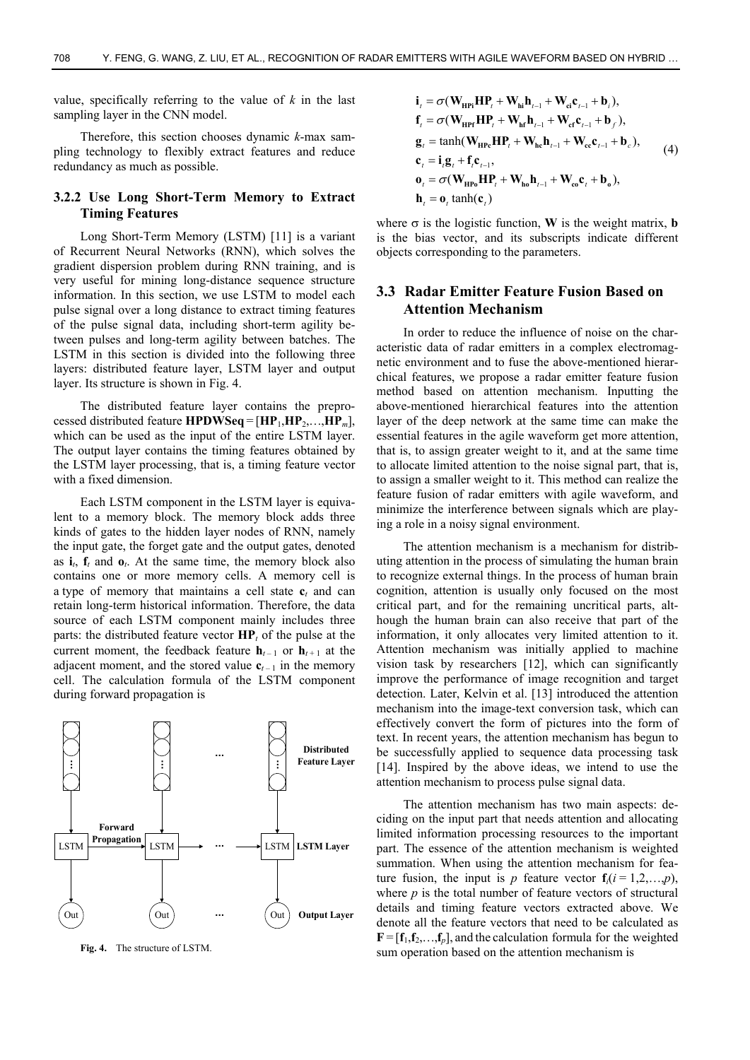value, specifically referring to the value of $k$ in the last sampling layer in the CNN model.

Therefore, this section chooses dynamic $k$-max sampling technology to flexibly extract features and reduce redundancy as much as possible.

### 3.2.2 Use Long Short-Term Memory to Extract Timing Features

Long Short-Term Memory (LSTM) [11] is a variant of Recurrent Neural Networks (RNN), which solves the gradient dispersion problem during RNN training, and is very useful for mining long-distance sequence structure information. In this section, we use LSTM to model each pulse signal over a long distance to extract timing features of the pulse signal data, including short-term agility between pulses and long-term agility between batches. The LSTM in this section is divided into the following three layers: distributed feature layer, LSTM layer and output layer. Its structure is shown in Fig. 4.

The distributed feature layer contains the preprocessed distributed feature $\mathbf{HPDWSeq} = [\mathbf{HP}_1, \mathbf{HP}_2, \ldots, \mathbf{HP}_m]$, which can be used as the input of the entire LSTM layer. The output layer contains the timing features obtained by the LSTM layer processing, that is, a timing feature vector with a fixed dimension.

Each LSTM component in the LSTM layer is equivalent to a memory block. The memory block adds three kinds of gates to the hidden layer nodes of RNN, namely the input gate, the forget gate and the output gates, denoted as $\mathbf{i}_t$, $\mathbf{f}_t$ and $\mathbf{o}_t$. At the same time, the memory block also contains one or more memory cells. A memory cell is a type of memory that maintains a cell state $\mathbf{c}_t$ and can retain long-term historical information. Therefore, the data source of each LSTM component mainly includes three parts: the distributed feature vector $\mathbf{HP}_t$ of the pulse at the current moment, the feedback feature $\mathbf{h}_{t-1}$ or $\mathbf{h}_{t+1}$ at the adjacent moment, and the stored value $\mathbf{c}_{t-1}$ in the memory cell. The calculation formula of the LSTM component during forward propagation is

Fig. 4. The structure of LSTM.

$$
\begin{aligned}
\mathbf{i}_t &= \sigma(\mathbf{W}_{\mathbf{HPi}}\mathbf{HP}_t + \mathbf{W}_{\mathbf{hi}}\mathbf{h}_{t-1} + \mathbf{W}_{\mathbf{ci}}\mathbf{c}_{t-1} + \mathbf{b}_i),\\
\mathbf{f}_t &= \sigma(\mathbf{W}_{\mathbf{HPf}}\mathbf{HP}_t + \mathbf{W}_{\mathbf{hf}}\mathbf{h}_{t-1} + \mathbf{W}_{\mathbf{cf}}\mathbf{c}_{t-1} + \mathbf{b}_f),\\
\mathbf{g}_t &= \tanh(\mathbf{W}_{\mathbf{HPc}}\mathbf{HP}_t + \mathbf{W}_{\mathbf{hc}}\mathbf{h}_{t-1} + \mathbf{W}_{\mathbf{cc}}\mathbf{c}_{t-1} + \mathbf{b}_c),\\
\mathbf{c}_t &= \mathbf{i}_t\mathbf{g}_t + \mathbf{f}_t\mathbf{c}_{t-1},\\
\mathbf{o}_t &= \sigma(\mathbf{W}_{\mathbf{HPo}}\mathbf{HP}_t + \mathbf{W}_{\mathbf{ho}}\mathbf{h}_{t-1} + \mathbf{W}_{\mathbf{co}}\mathbf{c}_t + \mathbf{b}_{\mathbf{o}}),\\
\mathbf{h}_t &= \mathbf{o}_t \tanh(\mathbf{c}_t)
\end{aligned}
\tag{4}
$$

where $\sigma$ is the logistic function, $\mathbf{W}$ is the weight matrix, $\mathbf{b}$ is the bias vector, and its subscripts indicate different objects corresponding to the parameters.

## 3.3 Radar Emitter Feature Fusion Based on Attention Mechanism

In order to reduce the influence of noise on the characteristic data of radar emitters in a complex electromagnetic environment and to fuse the above-mentioned hierarchical features, we propose a radar emitter feature fusion method based on attention mechanism. Inputting the above-mentioned hierarchical features into the attention layer of the deep network at the same time can make the essential features in the agile waveform get more attention, that is, to assign greater weight to it, and at the same time to allocate limited attention to the noise signal part, that is, to assign a smaller weight to it. This method can realize the feature fusion of radar emitters with agile waveform, and minimize the interference between signals which are playing a role in a noisy signal environment.

The attention mechanism is a mechanism for distributing attention in the process of simulating the human brain to recognize external things. In the process of human brain cognition, attention is usually only focused on the most critical part, and for the remaining uncritical parts, although the human brain can also receive that part of the information, it only allocates very limited attention to it. Attention mechanism was initially applied to machine vision task by researchers [12], which can significantly improve the performance of image recognition and target detection. Later, Kelvin et al. [13] introduced the attention mechanism into the image-text conversion task, which can effectively convert the form of pictures into the form of text. In recent years, the attention mechanism has begun to be successfully applied to sequence data processing task [14]. Inspired by the above ideas, we intend to use the attention mechanism to process pulse signal data.

The attention mechanism has two main aspects: deciding on the input part that needs attention and allocating limited information processing resources to the important part. The essence of the attention mechanism is weighted summation. When using the attention mechanism for feature fusion, the input is $p$ feature vector $\mathbf{f}_i (i = 1,2,\ldots,p)$, where $p$ is the total number of feature vectors of structural details and timing feature vectors extracted above. We denote all the feature vectors that need to be calculated as $\mathbf{F} = [\mathbf{f}_1, \mathbf{f}_2, \ldots, \mathbf{f}_p]$, and the calculation formula for the weighted sum operation based on the attention mechanism is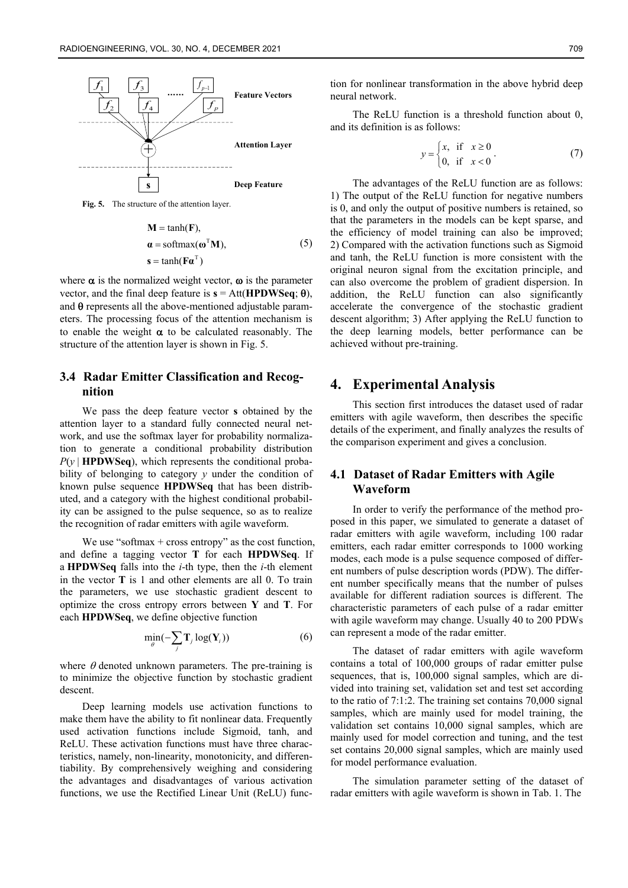Fig. 5. The structure of the attention layer.

$$
\begin{aligned}
&\mathbf{M} = \tanh(\mathbf{F}), \\
&\boldsymbol{\alpha} = \mathrm{softmax}(\boldsymbol{\omega}^{\mathrm{T}}\mathbf{M}), \\
&\mathbf{s} = \tanh(\mathbf{F}\boldsymbol{\alpha}^{\mathrm{T}})
\end{aligned}
\quad (5)
$$

where $\boldsymbol{\alpha}$ is the normalized weight vector, $\boldsymbol{\omega}$ is the parameter vector, and the final deep feature is $\mathbf{s} = \mathrm{Att}(\mathbf{HPDWSeq}; \theta)$, and $\theta$ represents all the above-mentioned adjustable parameters. The processing focus of the attention mechanism is to enable the weight $\boldsymbol{\alpha}$ to be calculated reasonably. The structure of the attention layer is shown in Fig. 5.

### 3.4 Radar Emitter Classification and Recognition

We pass the deep feature vector **s** obtained by the attention layer to a standard fully connected neural network, and use the softmax layer for probability normalization to generate a conditional probability distribution $P(y \mid \mathbf{HPDWSeq})$, which represents the conditional probability of belonging to category $y$ under the condition of known pulse sequence **HPDWSeq** that has been distributed, and a category with the highest conditional probability can be assigned to the pulse sequence, so as to realize the recognition of radar emitters with agile waveform.

We use "softmax + cross entropy" as the cost function, and define a tagging vector **T** for each **HPDWSeq**. If a **HPDWSeq** falls into the $i$-th type, then the $i$-th element in the vector **T** is 1 and other elements are all 0. To train the parameters, we use stochastic gradient descent to optimize the cross entropy errors between **Y** and **T**. For each **HPDWSeq**, we define objective function

$$
\min_{\theta}\left(-\sum_{j} \mathbf{T}_j \log(\mathbf{Y}_i)\right) \quad (6)
$$

where $\theta$ denoted unknown parameters. The pre-training is to minimize the objective function by stochastic gradient descent.

Deep learning models use activation functions to make them have the ability to fit nonlinear data. Frequently used activation functions include Sigmoid, tanh, and ReLU. These activation functions must have three characteristics, namely, non-linearity, monotonicity, and differentiability. By comprehensively weighing and considering the advantages and disadvantages of various activation functions, we use the Rectified Linear Unit (ReLU) function for nonlinear transformation in the above hybrid deep neural network.

The ReLU function is a threshold function about 0, and its definition is as follows:

$$
y = \begin{cases} x, & \text{if} \quad x \geq 0 \\ 0, & \text{if} \quad x < 0 \end{cases}. \quad (7)
$$

The advantages of the ReLU function are as follows: 1) The output of the ReLU function for negative numbers is 0, and only the output of positive numbers is retained, so that the parameters in the models can be kept sparse, and the efficiency of model training can also be improved; 2) Compared with the activation functions such as Sigmoid and tanh, the ReLU function is more consistent with the original neuron signal from the excitation principle, and can also overcome the problem of gradient dispersion. In addition, the ReLU function can also significantly accelerate the convergence of the stochastic gradient descent algorithm; 3) After applying the ReLU function to the deep learning models, better performance can be achieved without pre-training.

## 4. Experimental Analysis

This section first introduces the dataset used of radar emitters with agile waveform, then describes the specific details of the experiment, and finally analyzes the results of the comparison experiment and gives a conclusion.

### 4.1 Dataset of Radar Emitters with Agile Waveform

In order to verify the performance of the method proposed in this paper, we simulated to generate a dataset of radar emitters with agile waveform, including 100 radar emitters, each radar emitter corresponds to 1000 working modes, each mode is a pulse sequence composed of different numbers of pulse description words (PDW). The different number specifically means that the number of pulses available for different radiation sources is different. The characteristic parameters of each pulse of a radar emitter with agile waveform may change. Usually 40 to 200 PDWs can represent a mode of the radar emitter.

The dataset of radar emitters with agile waveform contains a total of 100,000 groups of radar emitter pulse sequences, that is, 100,000 signal samples, which are divided into training set, validation set and test set according to the ratio of 7:1:2. The training set contains 70,000 signal samples, which are mainly used for model training, the validation set contains 10,000 signal samples, which are mainly used for model correction and tuning, and the test set contains 20,000 signal samples, which are mainly used for model performance evaluation.

The simulation parameter setting of the dataset of radar emitters with agile waveform is shown in Tab. 1. The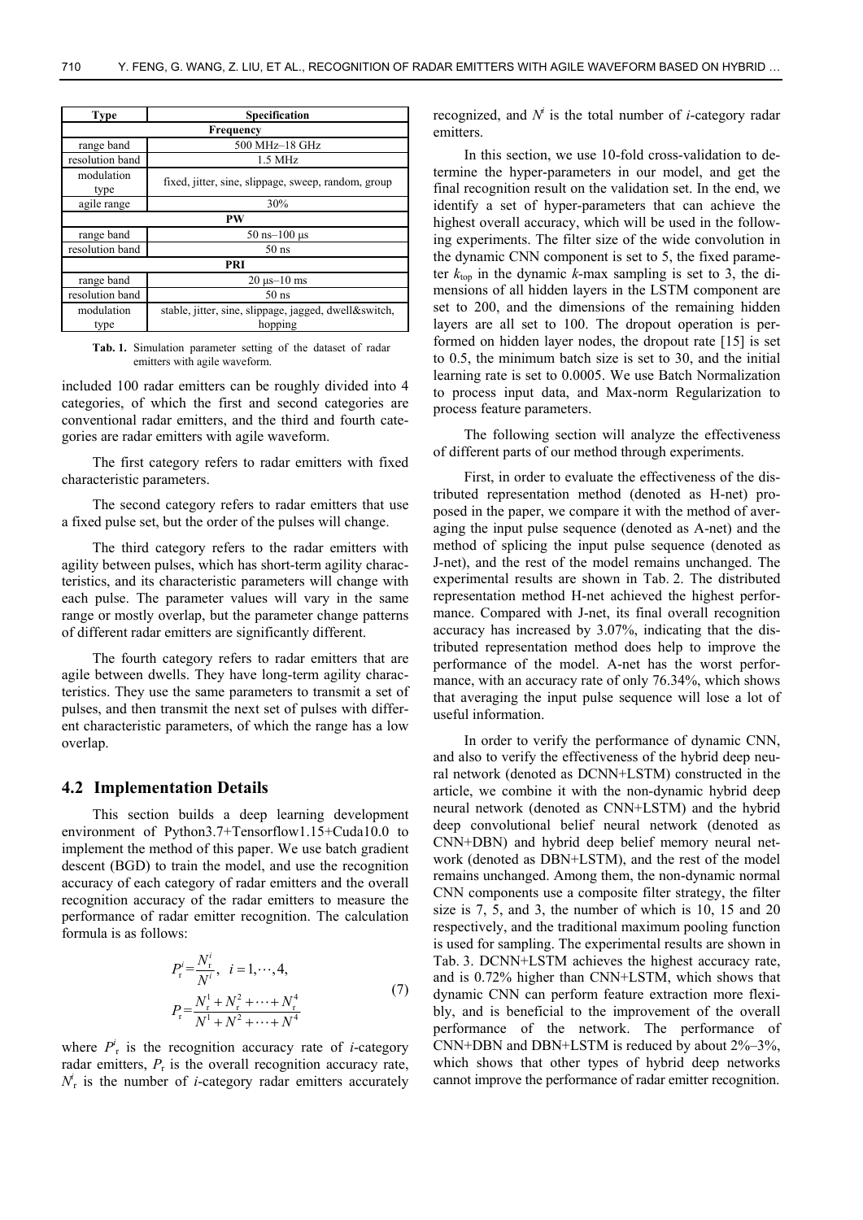| Type | Specification |
| --- | --- |
| **Frequency** | |
| range band | 500 MHz–18 GHz |
| resolution band | 1.5 MHz |
| modulation type | fixed, jitter, sine, slippage, sweep, random, group |
| agile range | 30% |
| **PW** | |
| range band | 50 ns–100 μs |
| resolution band | 50 ns |
| **PRI** | |
| range band | 20 μs–10 ms |
| resolution band | 50 ns |
| modulation type | stable, jitter, sine, slippage, jagged, dwell&switch, hopping |

**Tab. 1.** Simulation parameter setting of the dataset of radar emitters with agile waveform.

included 100 radar emitters can be roughly divided into 4 categories, of which the first and second categories are conventional radar emitters, and the third and fourth categories are radar emitters with agile waveform.

The first category refers to radar emitters with fixed characteristic parameters.

The second category refers to radar emitters that use a fixed pulse set, but the order of the pulses will change.

The third category refers to the radar emitters with agility between pulses, which has short-term agility characteristics, and its characteristic parameters will change with each pulse. The parameter values will vary in the same range or mostly overlap, but the parameter change patterns of different radar emitters are significantly different.

The fourth category refers to radar emitters that are agile between dwells. They have long-term agility characteristics. They use the same parameters to transmit a set of pulses, and then transmit the next set of pulses with different characteristic parameters, of which the range has a low overlap.

## 4.2 Implementation Details

This section builds a deep learning development environment of Python3.7+Tensorflow1.15+Cuda10.0 to implement the method of this paper. We use batch gradient descent (BGD) to train the model, and use the recognition accuracy of each category of radar emitters and the overall recognition accuracy of the radar emitters to measure the performance of radar emitter recognition. The calculation formula is as follows:

$$P_{\mathrm{r}}^{i}=\frac{N_{\mathrm{r}}^{i}}{N^{i}},\quad i=1,\cdots,4,$$
$$P_{\mathrm{r}}=\frac{N_{\mathrm{r}}^{1}+N_{\mathrm{r}}^{2}+\cdots+N_{\mathrm{r}}^{4}}{N^{1}+N^{2}+\cdots+N^{4}} \tag{7}$$

where $P_{\mathrm{r}}^{i}$ is the recognition accuracy rate of $i$-category radar emitters, $P_{\mathrm{r}}$ is the overall recognition accuracy rate, $N_{\mathrm{r}}^{i}$ is the number of $i$-category radar emitters accurately recognized, and $N^{i}$ is the total number of $i$-category radar emitters.

In this section, we use 10-fold cross-validation to determine the hyper-parameters in our model, and get the final recognition result on the validation set. In the end, we identify a set of hyper-parameters that can achieve the highest overall accuracy, which will be used in the following experiments. The filter size of the wide convolution in the dynamic CNN component is set to 5, the fixed parameter $k_{\mathrm{top}}$ in the dynamic $k$-max sampling is set to 3, the dimensions of all hidden layers in the LSTM component are set to 200, and the dimensions of the remaining hidden layers are all set to 100. The dropout operation is performed on hidden layer nodes, the dropout rate [15] is set to 0.5, the minimum batch size is set to 30, and the initial learning rate is set to 0.0005. We use Batch Normalization to process input data, and Max-norm Regularization to process feature parameters.

The following section will analyze the effectiveness of different parts of our method through experiments.

First, in order to evaluate the effectiveness of the distributed representation method (denoted as H-net) proposed in the paper, we compare it with the method of averaging the input pulse sequence (denoted as A-net) and the method of splicing the input pulse sequence (denoted as J-net), and the rest of the model remains unchanged. The experimental results are shown in Tab. 2. The distributed representation method H-net achieved the highest performance. Compared with J-net, its final overall recognition accuracy has increased by 3.07%, indicating that the distributed representation method does help to improve the performance of the model. A-net has the worst performance, with an accuracy rate of only 76.34%, which shows that averaging the input pulse sequence will lose a lot of useful information.

In order to verify the performance of dynamic CNN, and also to verify the effectiveness of the hybrid deep neural network (denoted as DCNN+LSTM) constructed in the article, we combine it with the non-dynamic hybrid deep neural network (denoted as CNN+LSTM) and the hybrid deep convolutional belief neural network (denoted as CNN+DBN) and hybrid deep belief memory neural network (denoted as DBN+LSTM), and the rest of the model remains unchanged. Among them, the non-dynamic normal CNN components use a composite filter strategy, the filter size is 7, 5, and 3, the number of which is 10, 15 and 20 respectively, and the traditional maximum pooling function is used for sampling. The experimental results are shown in Tab. 3. DCNN+LSTM achieves the highest accuracy rate, and is 0.72% higher than CNN+LSTM, which shows that dynamic CNN can perform feature extraction more flexibly, and is beneficial to the improvement of the overall performance of the network. The performance of CNN+DBN and DBN+LSTM is reduced by about 2%–3%, which shows that other types of hybrid deep networks cannot improve the performance of radar emitter recognition.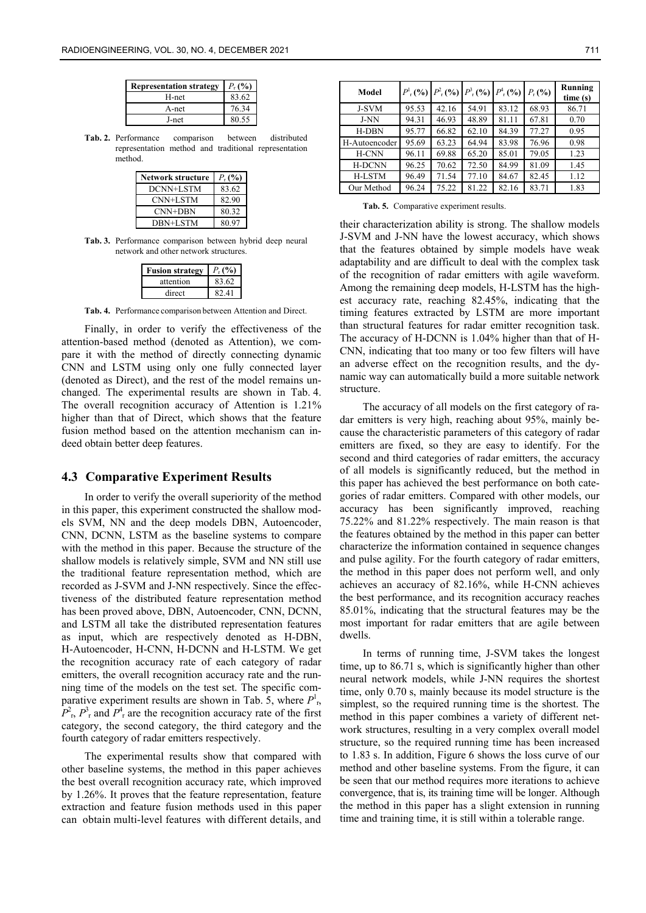| Representation strategy | $P_r$ (%) |
|---|---|
| H-net | 83.62 |
| A-net | 76.34 |
| J-net | 80.55 |

**Tab. 2.** Performance comparison between distributed representation method and traditional representation method.

| Network structure | $P_r$ (%) |
|---|---|
| DCNN+LSTM | 83.62 |
| CNN+LSTM | 82.90 |
| CNN+DBN | 80.32 |
| DBN+LSTM | 80.97 |

**Tab. 3.** Performance comparison between hybrid deep neural network and other network structures.

| Fusion strategy | $P_r$ (%) |
|---|---|
| attention | 83.62 |
| direct | 82.41 |

**Tab. 4.** Performance comparison between Attention and Direct.

Finally, in order to verify the effectiveness of the attention-based method (denoted as Attention), we compare it with the method of directly connecting dynamic CNN and LSTM using only one fully connected layer (denoted as Direct), and the rest of the model remains unchanged. The experimental results are shown in Tab. 4. The overall recognition accuracy of Attention is 1.21% higher than that of Direct, which shows that the feature fusion method based on the attention mechanism can indeed obtain better deep features.

### 4.3 Comparative Experiment Results

In order to verify the overall superiority of the method in this paper, this experiment constructed the shallow models SVM, NN and the deep models DBN, Autoencoder, CNN, DCNN, LSTM as the baseline systems to compare with the method in this paper. Because the structure of the shallow models is relatively simple, SVM and NN still use the traditional feature representation method, which are recorded as J-SVM and J-NN respectively. Since the effectiveness of the distributed feature representation method has been proved above, DBN, Autoencoder, CNN, DCNN, and LSTM all take the distributed representation features as input, which are respectively denoted as H-DBN, H-Autoencoder, H-CNN, H-DCNN and H-LSTM. We get the recognition accuracy rate of each category of radar emitters, the overall recognition accuracy rate and the running time of the models on the test set. The specific comparative experiment results are shown in Tab. 5, where $P^1_r$, $P^2_r$, $P^3_r$ and $P^4_r$ are the recognition accuracy rate of the first category, the second category, the third category and the fourth category of radar emitters respectively.

The experimental results show that compared with other baseline systems, the method in this paper achieves the best overall recognition accuracy rate, which improved by 1.26%. It proves that the feature representation, feature extraction and feature fusion methods used in this paper can obtain multi-level features with different details, and

| Model | $P^1_r$ (%) | $P^2_r$ (%) | $P^3_r$ (%) | $P^4_r$ (%) | $P_r$ (%) | Running time (s) |
|---|---|---|---|---|---|---|
| J-SVM | 95.53 | 42.16 | 54.91 | 83.12 | 68.93 | 86.71 |
| J-NN | 94.31 | 46.93 | 48.89 | 81.11 | 67.81 | 0.70 |
| H-DBN | 95.77 | 66.82 | 62.10 | 84.39 | 77.27 | 0.95 |
| H-Autoencoder | 95.69 | 63.23 | 64.94 | 83.98 | 76.96 | 0.98 |
| H-CNN | 96.11 | 69.88 | 65.20 | 85.01 | 79.05 | 1.23 |
| H-DCNN | 96.25 | 70.62 | 72.50 | 84.99 | 81.09 | 1.45 |
| H-LSTM | 96.49 | 71.54 | 77.10 | 84.67 | 82.45 | 1.12 |
| Our Method | 96.24 | 75.22 | 81.22 | 82.16 | 83.71 | 1.83 |

**Tab. 5.** Comparative experiment results.

their characterization ability is strong. The shallow models J-SVM and J-NN have the lowest accuracy, which shows that the features obtained by simple models have weak adaptability and are difficult to deal with the complex task of the recognition of radar emitters with agile waveform. Among the remaining deep models, H-LSTM has the highest accuracy rate, reaching 82.45%, indicating that the timing features extracted by LSTM are more important than structural features for radar emitter recognition task. The accuracy of H-DCNN is 1.04% higher than that of H-CNN, indicating that too many or too few filters will have an adverse effect on the recognition results, and the dynamic way can automatically build a more suitable network structure.

The accuracy of all models on the first category of radar emitters is very high, reaching about 95%, mainly because the characteristic parameters of this category of radar emitters are fixed, so they are easy to identify. For the second and third categories of radar emitters, the accuracy of all models is significantly reduced, but the method in this paper has achieved the best performance on both categories of radar emitters. Compared with other models, our accuracy has been significantly improved, reaching 75.22% and 81.22% respectively. The main reason is that the features obtained by the method in this paper can better characterize the information contained in sequence changes and pulse agility. For the fourth category of radar emitters, the method in this paper does not perform well, and only achieves an accuracy of 82.16%, while H-CNN achieves the best performance, and its recognition accuracy reaches 85.01%, indicating that the structural features may be the most important for radar emitters that are agile between dwells.

In terms of running time, J-SVM takes the longest time, up to 86.71 s, which is significantly higher than other neural network models, while J-NN requires the shortest time, only 0.70 s, mainly because its model structure is the simplest, so the required running time is the shortest. The method in this paper combines a variety of different network structures, resulting in a very complex overall model structure, so the required running time has been increased to 1.83 s. In addition, Figure 6 shows the loss curve of our method and other baseline systems. From the figure, it can be seen that our method requires more iterations to achieve convergence, that is, its training time will be longer. Although the method in this paper has a slight extension in running time and training time, it is still within a tolerable range.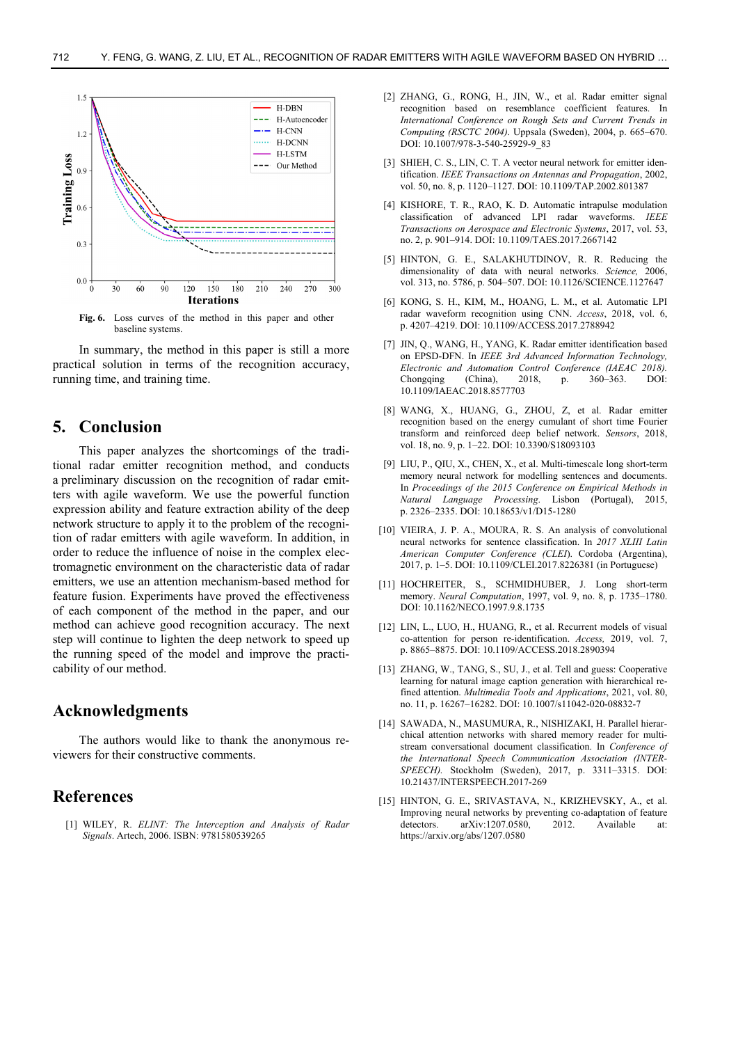Training Loss

1.5
1.2
0.9
0.6
0.3
0.0

0 30 60 90 120 150 180 210 240 270 300

Iterations

H-DBN
H-Autoencoder
H-CNN
H-DCNN
H-LSTM
Our Method

**Fig. 6.** Loss curves of the method in this paper and other baseline systems.

In summary, the method in this paper is still a more practical solution in terms of the recognition accuracy, running time, and training time.

## 5. Conclusion

This paper analyzes the shortcomings of the traditional radar emitter recognition method, and conducts a preliminary discussion on the recognition of radar emitters with agile waveform. We use the powerful function expression ability and feature extraction ability of the deep network structure to apply it to the problem of the recognition of radar emitters with agile waveform. In addition, in order to reduce the influence of noise in the complex electromagnetic environment on the characteristic data of radar emitters, we use an attention mechanism-based method for feature fusion. Experiments have proved the effectiveness of each component of the method in the paper, and our method can achieve good recognition accuracy. The next step will continue to lighten the deep network to speed up the running speed of the model and improve the practicability of our method.

## Acknowledgments

The authors would like to thank the anonymous reviewers for their constructive comments.

## References

[1] WILEY, R. *ELINT: The Interception and Analysis of Radar Signals*. Artech, 2006. ISBN: 9781580539265

[2] ZHANG, G., RONG, H., JIN, W., et al. Radar emitter signal recognition based on resemblance coefficient features. In *International Conference on Rough Sets and Current Trends in Computing (RSCTC 2004)*. Uppsala (Sweden), 2004, p. 665–670. DOI: 10.1007/978-3-540-25929-9_83

[3] SHIEH, C. S., LIN, C. T. A vector neural network for emitter identification. *IEEE Transactions on Antennas and Propagation*, 2002, vol. 50, no. 8, p. 1120–1127. DOI: 10.1109/TAP.2002.801387

[4] KISHORE, T. R., RAO, K. D. Automatic intrapulse modulation classification of advanced LPI radar waveforms. *IEEE Transactions on Aerospace and Electronic Systems*, 2017, vol. 53, no. 2, p. 901–914. DOI: 10.1109/TAES.2017.2667142

[5] HINTON, G. E., SALAKHUTDINOV, R. R. Reducing the dimensionality of data with neural networks. *Science,* 2006, vol. 313, no. 5786, p. 504–507. DOI: 10.1126/SCIENCE.1127647

[6] KONG, S. H., KIM, M., HOANG, L. M., et al. Automatic LPI radar waveform recognition using CNN. *IEEE Access*, 2018, vol. 6, p. 4207–4219. DOI: 10.1109/ACCESS.2017.2788942

[7] JIN, Q., WANG, H., YANG, K. Radar emitter identification based on EPSD-DFN. In *IEEE 3rd Advanced Information Technology, Electronic and Automation Control Conference (IAEAC 2018).* Chongqing (China), 2018, p. 360–363. DOI: 10.1109/IAEAC.2018.8577703

[8] WANG, X., HUANG, G., ZHOU, Z, et al. Radar emitter recognition based on the energy cumulant of short time Fourier transform and reinforced deep belief network. *Sensors*, 2018, vol. 18, no. 9, p. 1–22. DOI: 10.3390/S18093103

[9] LIU, P., QIU, X., CHEN, X., et al. Multi-timescale long short-term memory neural network for modelling sentences and documents. In *Proceedings of the 2015 Conference on Empirical Methods in Natural Language Processing*. Lisbon (Portugal), 2015, p. 2326–2335. DOI: 10.18653/v1/D15-1280

[10] VIEIRA, J. P. A., MOURA, R. S. An analysis of convolutional neural networks for sentence classification. In *2017 XLIII Latin American Computer Conference (CLEI*). Cordoba (Argentina), 2017, p. 1–5. DOI: 10.1109/CLEI.2017.8226381 (in Portuguese)

[11] HOCHREITER, S., SCHMIDHUBER, J. Long short-term memory. *Neural Computation*, 1997, vol. 9, no. 8, p. 1735–1780. DOI: 10.1162/NECO.1997.9.8.1735

[12] LIN, L., LUO, H., HUANG, R., et al. Recurrent models of visual co-attention for person re-identification. *Access,* 2019, vol. 7, p. 8865–8875. DOI: 10.1109/ACCESS.2018.2890394

[13] ZHANG, W., TANG, S., SU, J., et al. Tell and guess: Cooperative learning for natural image caption generation with hierarchical refined attention. *Multimedia Tools and Applications*, 2021, vol. 80, no. 11, p. 16267–16282. DOI: 10.1007/s11042-020-08832-7

[14] SAWADA, N., MASUMURA, R., NISHIZAKI, H. Parallel hierarchical attention networks with shared memory reader for multi-stream conversational document classification. In *Conference of the International Speech Communication Association (INTERSPEECH).* Stockholm (Sweden), 2017, p. 3311–3315. DOI: 10.21437/INTERSPEECH.2017-269

[15] HINTON, G. E., SRIVASTAVA, N., KRIZHEVSKY, A., et al. Improving neural networks by preventing co-adaptation of feature detectors. arXiv:1207.0580, 2012. Available at: https://arxiv.org/abs/1207.0580